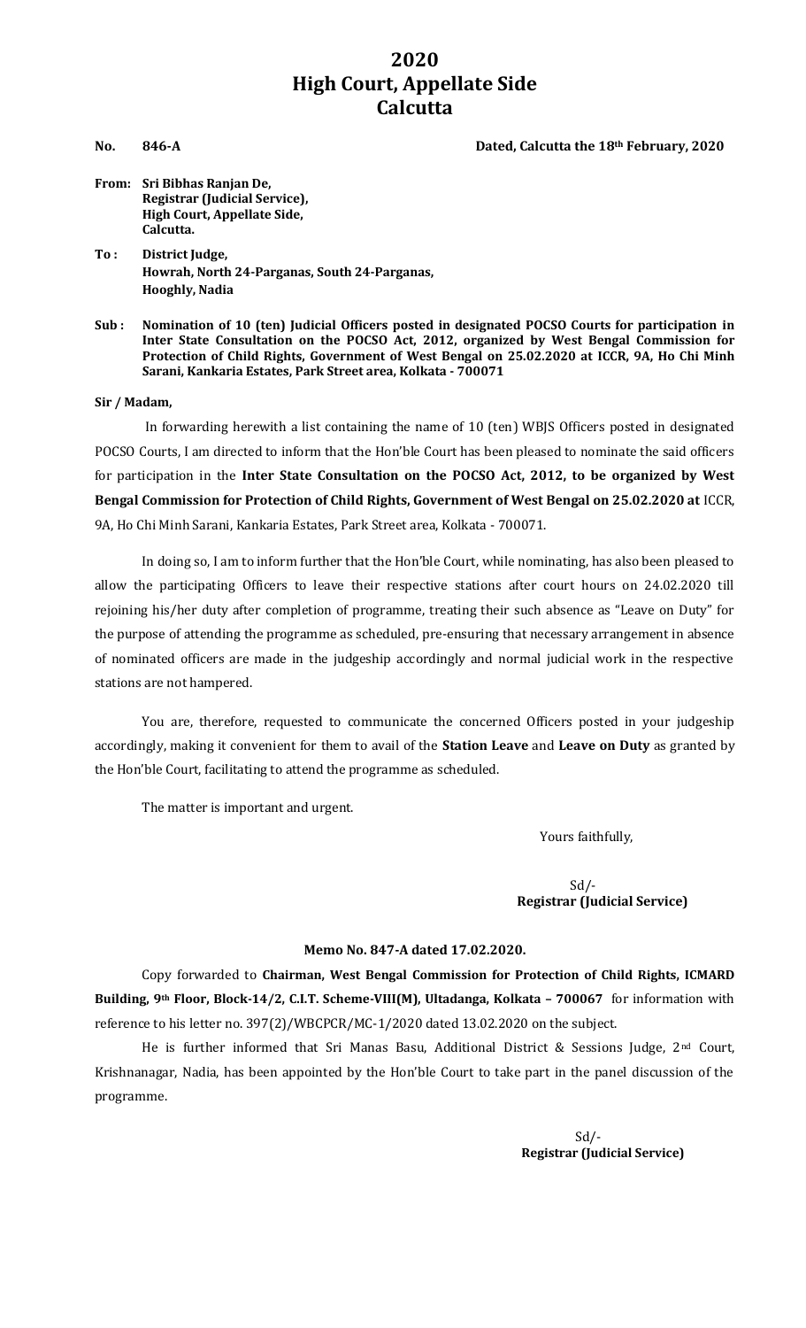# 2020
# High Court, Appellate Side
# Calcutta

**No. 846-A** **Dated, Calcutta the 18th February, 2020**

**From: Sri Bibhas Ranjan De,**
**Registrar (Judicial Service),**
**High Court, Appellate Side,**
**Calcutta.**

**To : District Judge,**
**Howrah, North 24-Parganas, South 24-Parganas,**
**Hooghly, Nadia**

**Sub : Nomination of 10 (ten) Judicial Officers posted in designated POCSO Courts for participation in Inter State Consultation on the POCSO Act, 2012, organized by West Bengal Commission for Protection of Child Rights, Government of West Bengal on 25.02.2020 at ICCR, 9A, Ho Chi Minh Sarani, Kankaria Estates, Park Street area, Kolkata - 700071**

**Sir / Madam,**

In forwarding herewith a list containing the name of 10 (ten) WBJS Officers posted in designated POCSO Courts, I am directed to inform that the Hon'ble Court has been pleased to nominate the said officers for participation in the **Inter State Consultation on the POCSO Act, 2012, to be organized by West Bengal Commission for Protection of Child Rights, Government of West Bengal on 25.02.2020 at** ICCR, 9A, Ho Chi Minh Sarani, Kankaria Estates, Park Street area, Kolkata - 700071.

In doing so, I am to inform further that the Hon'ble Court, while nominating, has also been pleased to allow the participating Officers to leave their respective stations after court hours on 24.02.2020 till rejoining his/her duty after completion of programme, treating their such absence as "Leave on Duty" for the purpose of attending the programme as scheduled, pre-ensuring that necessary arrangement in absence of nominated officers are made in the judgeship accordingly and normal judicial work in the respective stations are not hampered.

You are, therefore, requested to communicate the concerned Officers posted in your judgeship accordingly, making it convenient for them to avail of the **Station Leave** and **Leave on Duty** as granted by the Hon'ble Court, facilitating to attend the programme as scheduled.

The matter is important and urgent.

Yours faithfully,

Sd/-
**Registrar (Judicial Service)**

**Memo No. 847-A dated 17.02.2020.**

Copy forwarded to **Chairman, West Bengal Commission for Protection of Child Rights, ICMARD Building, 9th Floor, Block-14/2, C.I.T. Scheme-VIII(M), Ultadanga, Kolkata – 700067** for information with reference to his letter no. 397(2)/WBCPCR/MC-1/2020 dated 13.02.2020 on the subject.

He is further informed that Sri Manas Basu, Additional District & Sessions Judge, 2nd Court, Krishnanagar, Nadia, has been appointed by the Hon'ble Court to take part in the panel discussion of the programme.

Sd/-
**Registrar (Judicial Service)**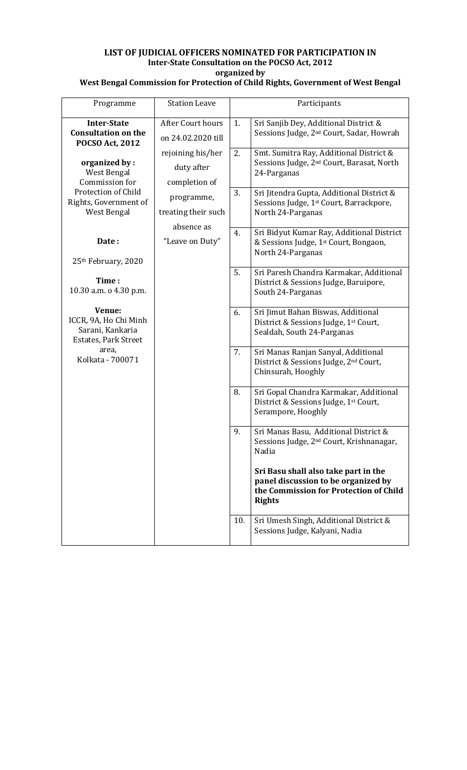**LIST OF JUDICIAL OFFICERS NOMINATED FOR PARTICIPATION IN**
**Inter-State Consultation on the POCSO Act, 2012**
**organized by**
**West Bengal Commission for Protection of Child Rights, Government of West Bengal**

| Programme | Station Leave | | Participants |
|---|---|---|---|
| **Inter-State Consultation on the POCSO Act, 2012**<br><br>**organized by :** West Bengal Commission for Protection of Child Rights, Government of West Bengal<br><br>**Date :**<br><br>25th February, 2020<br><br>**Time :**<br>10.30 a.m. o 4.30 p.m.<br><br>**Venue:**<br>ICCR, 9A, Ho Chi Minh Sarani, Kankaria Estates, Park Street area, Kolkata - 700071 | After Court hours on 24.02.2020 till rejoining his/her duty after completion of programme, treating their such absence as "Leave on Duty" | 1. | Sri Sanjib Dey, Additional District & Sessions Judge, 2nd Court, Sadar, Howrah |
| | | 2. | Smt. Sumitra Ray, Additional District & Sessions Judge, 2nd Court, Barasat, North 24-Parganas |
| | | 3. | Sri Jitendra Gupta, Additional District & Sessions Judge, 1st Court, Barrackpore, North 24-Parganas |
| | | 4. | Sri Bidyut Kumar Ray, Additional District & Sessions Judge, 1st Court, Bongaon, North 24-Parganas |
| | | 5. | Sri Paresh Chandra Karmakar, Additional District & Sessions Judge, Baruipore, South 24-Parganas |
| | | 6. | Sri Jimut Bahan Biswas, Additional District & Sessions Judge, 1st Court, Sealdah, South 24-Parganas |
| | | 7. | Sri Manas Ranjan Sanyal, Additional District & Sessions Judge, 2nd Court, Chinsurah, Hooghly |
| | | 8. | Sri Gopal Chandra Karmakar, Additional District & Sessions Judge, 1st Court, Serampore, Hooghly |
| | | 9. | Sri Manas Basu, Additional District & Sessions Judge, 2nd Court, Krishnanagar, Nadia<br><br>**Sri Basu shall also take part in the panel discussion to be organized by the Commission for Protection of Child Rights** |
| | | 10. | Sri Umesh Singh, Additional District & Sessions Judge, Kalyani, Nadia |